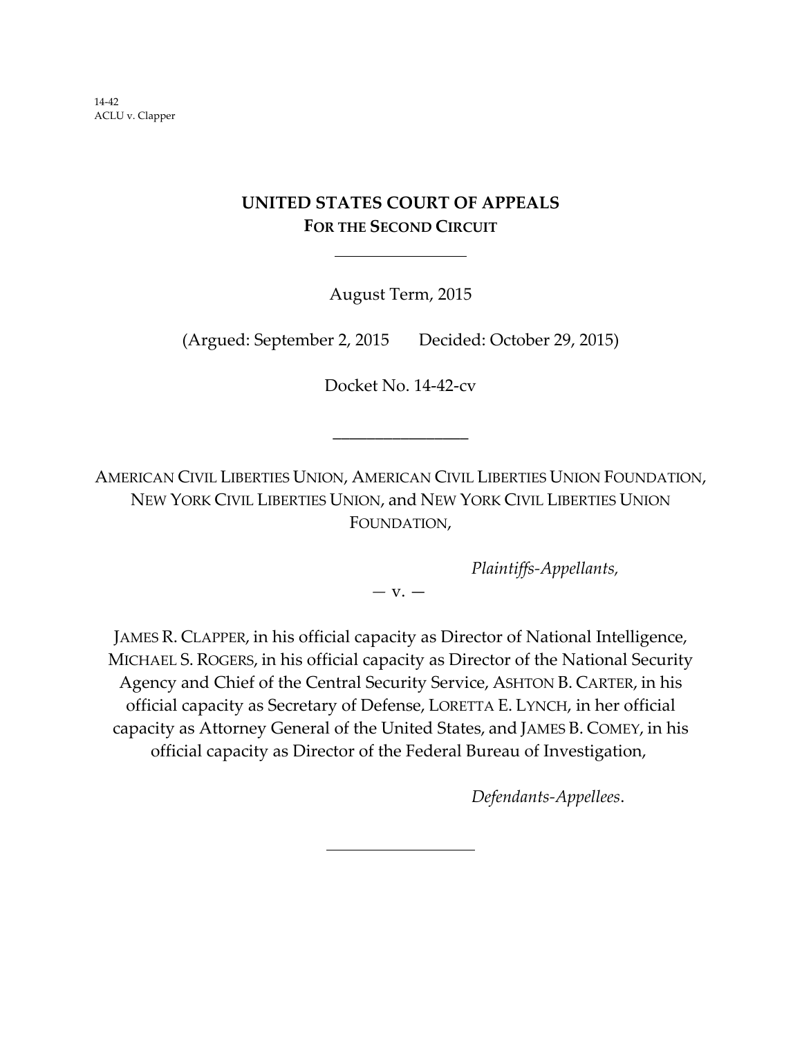14-42
ACLU v. Clapper

# UNITED STATES COURT OF APPEALS
## FOR THE SECOND CIRCUIT

August Term, 2015

(Argued: September 2, 2015 Decided: October 29, 2015)

Docket No. 14-42-cv

---

AMERICAN CIVIL LIBERTIES UNION, AMERICAN CIVIL LIBERTIES UNION FOUNDATION, NEW YORK CIVIL LIBERTIES UNION, and NEW YORK CIVIL LIBERTIES UNION FOUNDATION,

*Plaintiffs-Appellants,*

— v. —

JAMES R. CLAPPER, in his official capacity as Director of National Intelligence, MICHAEL S. ROGERS, in his official capacity as Director of the National Security Agency and Chief of the Central Security Service, ASHTON B. CARTER, in his official capacity as Secretary of Defense, LORETTA E. LYNCH, in her official capacity as Attorney General of the United States, and JAMES B. COMEY, in his official capacity as Director of the Federal Bureau of Investigation,

*Defendants-Appellees*.

---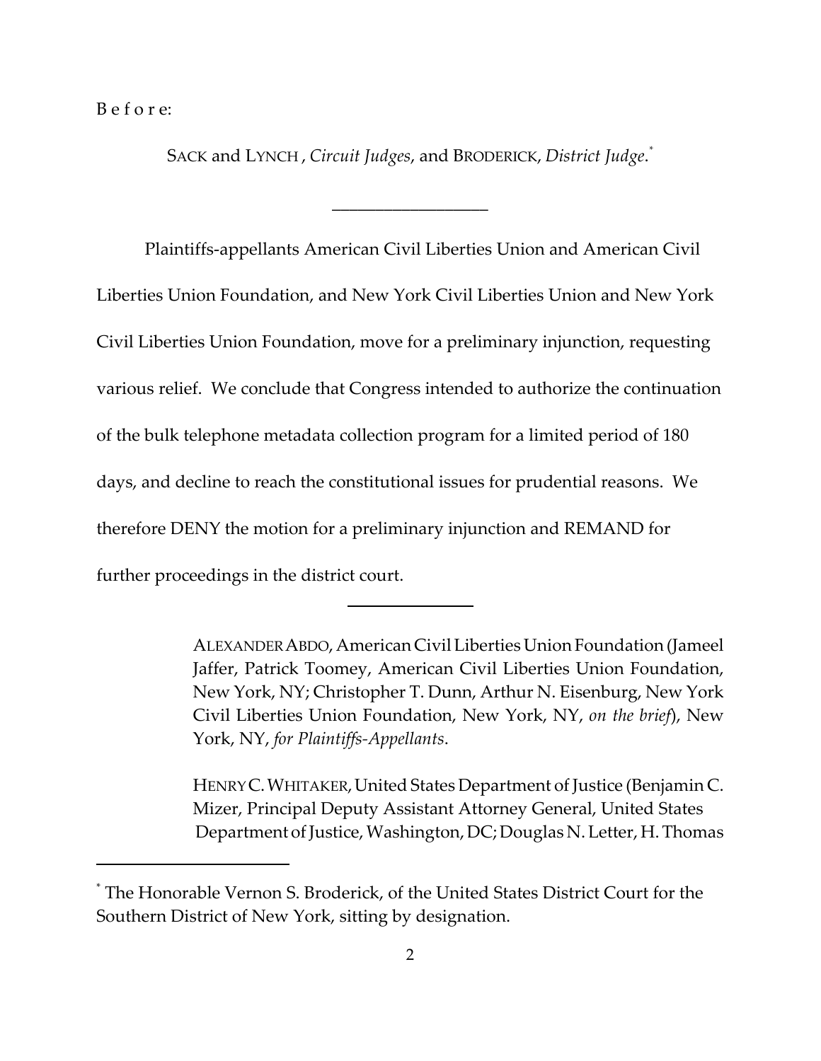B e f o r e:

SACK and LYNCH , *Circuit Judges*, and BRODERICK, *District Judge*.*

---

Plaintiffs-appellants American Civil Liberties Union and American Civil Liberties Union Foundation, and New York Civil Liberties Union and New York Civil Liberties Union Foundation, move for a preliminary injunction, requesting various relief. We conclude that Congress intended to authorize the continuation of the bulk telephone metadata collection program for a limited period of 180 days, and decline to reach the constitutional issues for prudential reasons. We therefore DENY the motion for a preliminary injunction and REMAND for further proceedings in the district court.

---

> ALEXANDER ABDO, American Civil Liberties Union Foundation (Jameel Jaffer, Patrick Toomey, American Civil Liberties Union Foundation, New York, NY; Christopher T. Dunn, Arthur N. Eisenburg, New York Civil Liberties Union Foundation, New York, NY, *on the brief*), New York, NY, *for Plaintiffs-Appellants*.
>
> HENRY C. WHITAKER, United States Department of Justice (Benjamin C. Mizer, Principal Deputy Assistant Attorney General, United States Department of Justice, Washington, DC; Douglas N. Letter, H. Thomas

---

* The Honorable Vernon S. Broderick, of the United States District Court for the Southern District of New York, sitting by designation.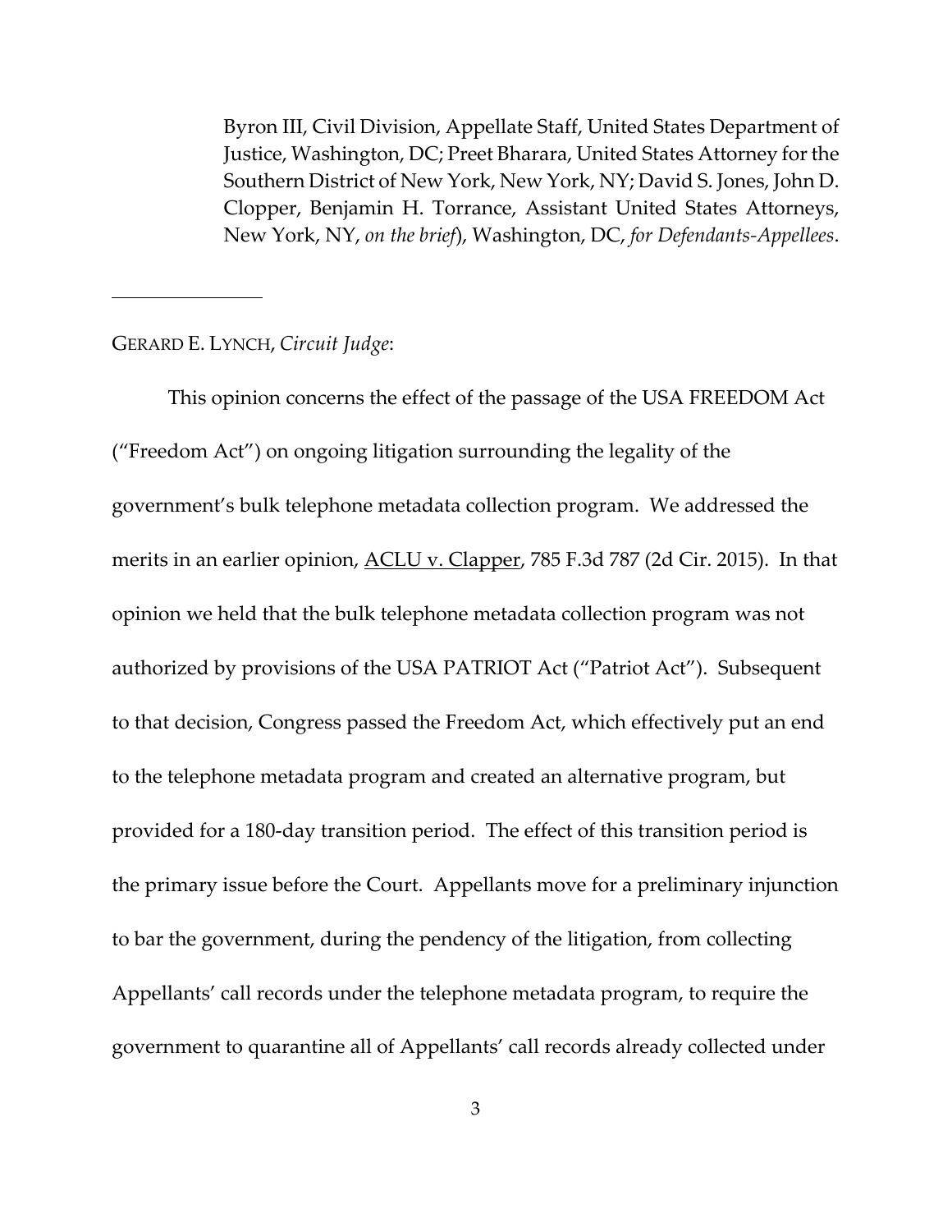Byron III, Civil Division, Appellate Staff, United States Department of Justice, Washington, DC; Preet Bharara, United States Attorney for the Southern District of New York, New York, NY; David S. Jones, John D. Clopper, Benjamin H. Torrance, Assistant United States Attorneys, New York, NY, *on the brief*), Washington, DC, *for Defendants-Appellees*.

---

GERARD E. LYNCH, *Circuit Judge*:

This opinion concerns the effect of the passage of the USA FREEDOM Act ("Freedom Act") on ongoing litigation surrounding the legality of the government's bulk telephone metadata collection program. We addressed the merits in an earlier opinion, ACLU v. Clapper, 785 F.3d 787 (2d Cir. 2015). In that opinion we held that the bulk telephone metadata collection program was not authorized by provisions of the USA PATRIOT Act ("Patriot Act"). Subsequent to that decision, Congress passed the Freedom Act, which effectively put an end to the telephone metadata program and created an alternative program, but provided for a 180-day transition period. The effect of this transition period is the primary issue before the Court. Appellants move for a preliminary injunction to bar the government, during the pendency of the litigation, from collecting Appellants' call records under the telephone metadata program, to require the government to quarantine all of Appellants' call records already collected under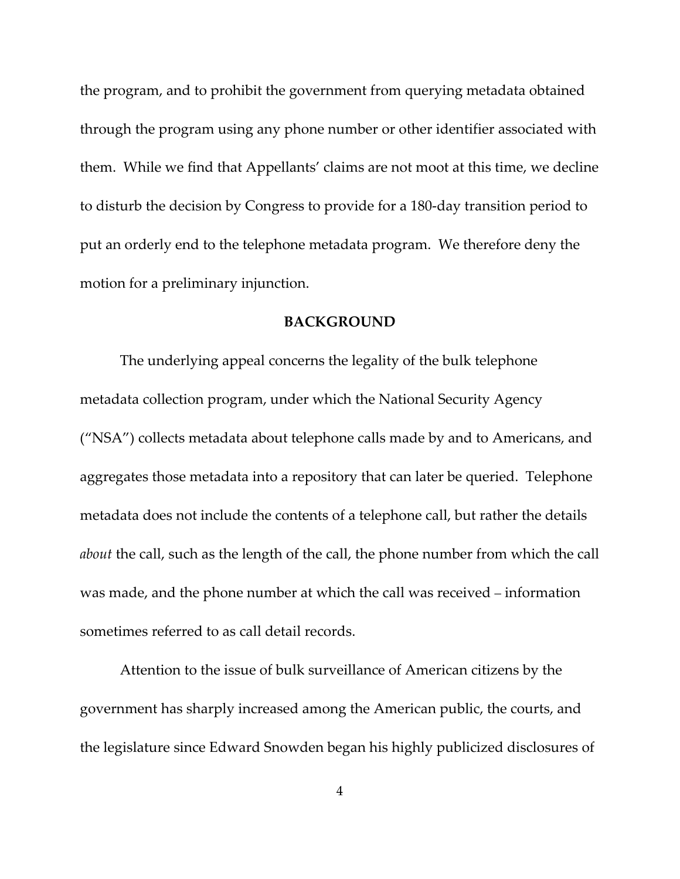the program, and to prohibit the government from querying metadata obtained through the program using any phone number or other identifier associated with them. While we find that Appellants' claims are not moot at this time, we decline to disturb the decision by Congress to provide for a 180-day transition period to put an orderly end to the telephone metadata program. We therefore deny the motion for a preliminary injunction.

## BACKGROUND

The underlying appeal concerns the legality of the bulk telephone metadata collection program, under which the National Security Agency ("NSA") collects metadata about telephone calls made by and to Americans, and aggregates those metadata into a repository that can later be queried. Telephone metadata does not include the contents of a telephone call, but rather the details *about* the call, such as the length of the call, the phone number from which the call was made, and the phone number at which the call was received – information sometimes referred to as call detail records.

Attention to the issue of bulk surveillance of American citizens by the government has sharply increased among the American public, the courts, and the legislature since Edward Snowden began his highly publicized disclosures of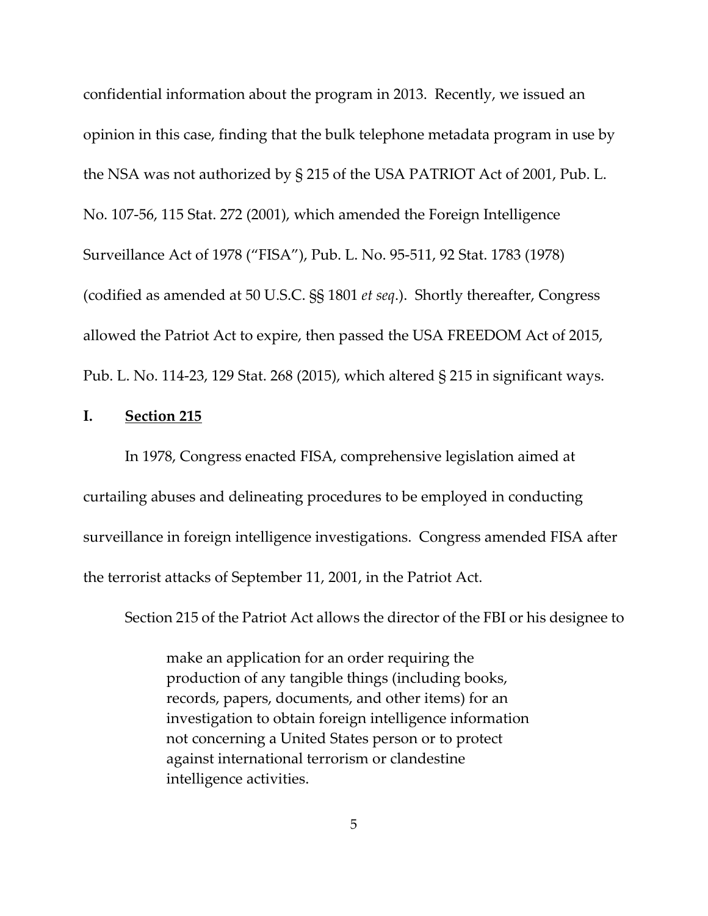confidential information about the program in 2013. Recently, we issued an opinion in this case, finding that the bulk telephone metadata program in use by the NSA was not authorized by § 215 of the USA PATRIOT Act of 2001, Pub. L. No. 107-56, 115 Stat. 272 (2001), which amended the Foreign Intelligence Surveillance Act of 1978 ("FISA"), Pub. L. No. 95-511, 92 Stat. 1783 (1978) (codified as amended at 50 U.S.C. §§ 1801 *et seq*.). Shortly thereafter, Congress allowed the Patriot Act to expire, then passed the USA FREEDOM Act of 2015, Pub. L. No. 114-23, 129 Stat. 268 (2015), which altered § 215 in significant ways.

## I. **<u>Section 215</u>**

In 1978, Congress enacted FISA, comprehensive legislation aimed at curtailing abuses and delineating procedures to be employed in conducting surveillance in foreign intelligence investigations. Congress amended FISA after the terrorist attacks of September 11, 2001, in the Patriot Act.

Section 215 of the Patriot Act allows the director of the FBI or his designee to

> make an application for an order requiring the production of any tangible things (including books, records, papers, documents, and other items) for an investigation to obtain foreign intelligence information not concerning a United States person or to protect against international terrorism or clandestine intelligence activities.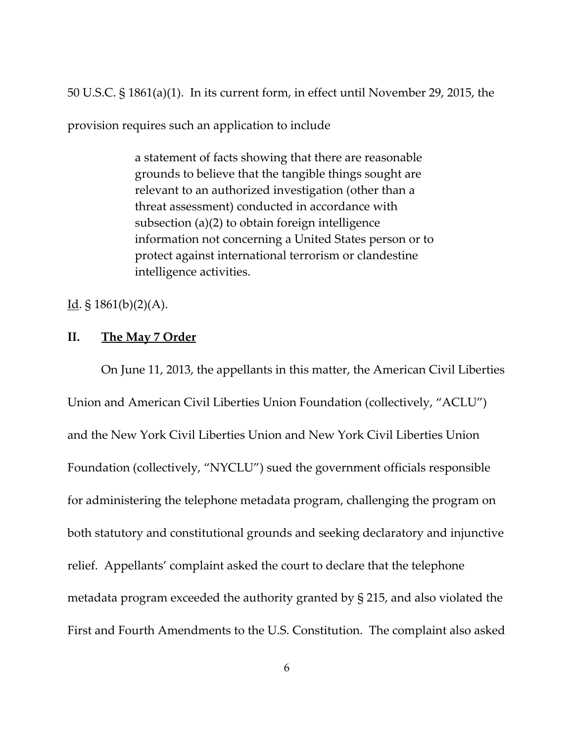50 U.S.C. § 1861(a)(1). In its current form, in effect until November 29, 2015, the provision requires such an application to include

> a statement of facts showing that there are reasonable grounds to believe that the tangible things sought are relevant to an authorized investigation (other than a threat assessment) conducted in accordance with subsection (a)(2) to obtain foreign intelligence information not concerning a United States person or to protect against international terrorism or clandestine intelligence activities.

Id. § 1861(b)(2)(A).

## II. The May 7 Order

On June 11, 2013, the appellants in this matter, the American Civil Liberties Union and American Civil Liberties Union Foundation (collectively, "ACLU") and the New York Civil Liberties Union and New York Civil Liberties Union Foundation (collectively, "NYCLU") sued the government officials responsible for administering the telephone metadata program, challenging the program on both statutory and constitutional grounds and seeking declaratory and injunctive relief. Appellants' complaint asked the court to declare that the telephone metadata program exceeded the authority granted by § 215, and also violated the First and Fourth Amendments to the U.S. Constitution. The complaint also asked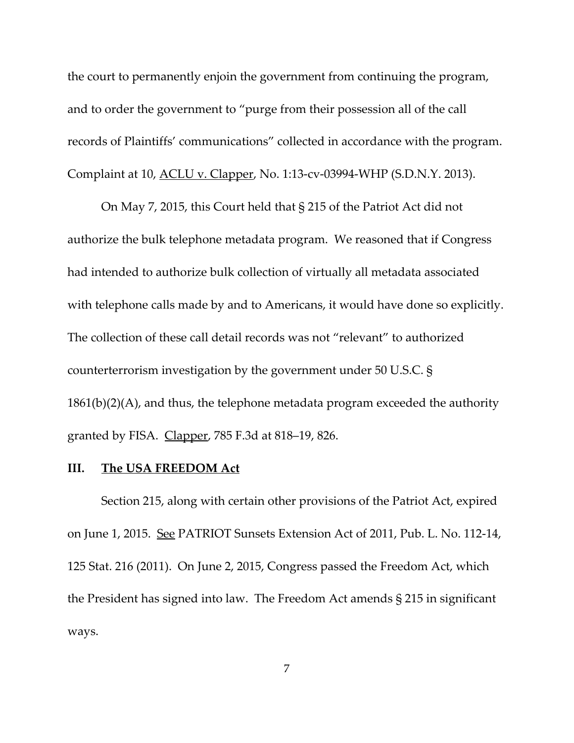the court to permanently enjoin the government from continuing the program, and to order the government to "purge from their possession all of the call records of Plaintiffs' communications" collected in accordance with the program. Complaint at 10, ACLU v. Clapper, No. 1:13-cv-03994-WHP (S.D.N.Y. 2013).

On May 7, 2015, this Court held that § 215 of the Patriot Act did not authorize the bulk telephone metadata program. We reasoned that if Congress had intended to authorize bulk collection of virtually all metadata associated with telephone calls made by and to Americans, it would have done so explicitly. The collection of these call detail records was not "relevant" to authorized counterterrorism investigation by the government under 50 U.S.C. § 1861(b)(2)(A), and thus, the telephone metadata program exceeded the authority granted by FISA. Clapper, 785 F.3d at 818–19, 826.

## III. **The USA FREEDOM Act**

Section 215, along with certain other provisions of the Patriot Act, expired on June 1, 2015. See PATRIOT Sunsets Extension Act of 2011, Pub. L. No. 112-14, 125 Stat. 216 (2011). On June 2, 2015, Congress passed the Freedom Act, which the President has signed into law. The Freedom Act amends § 215 in significant ways.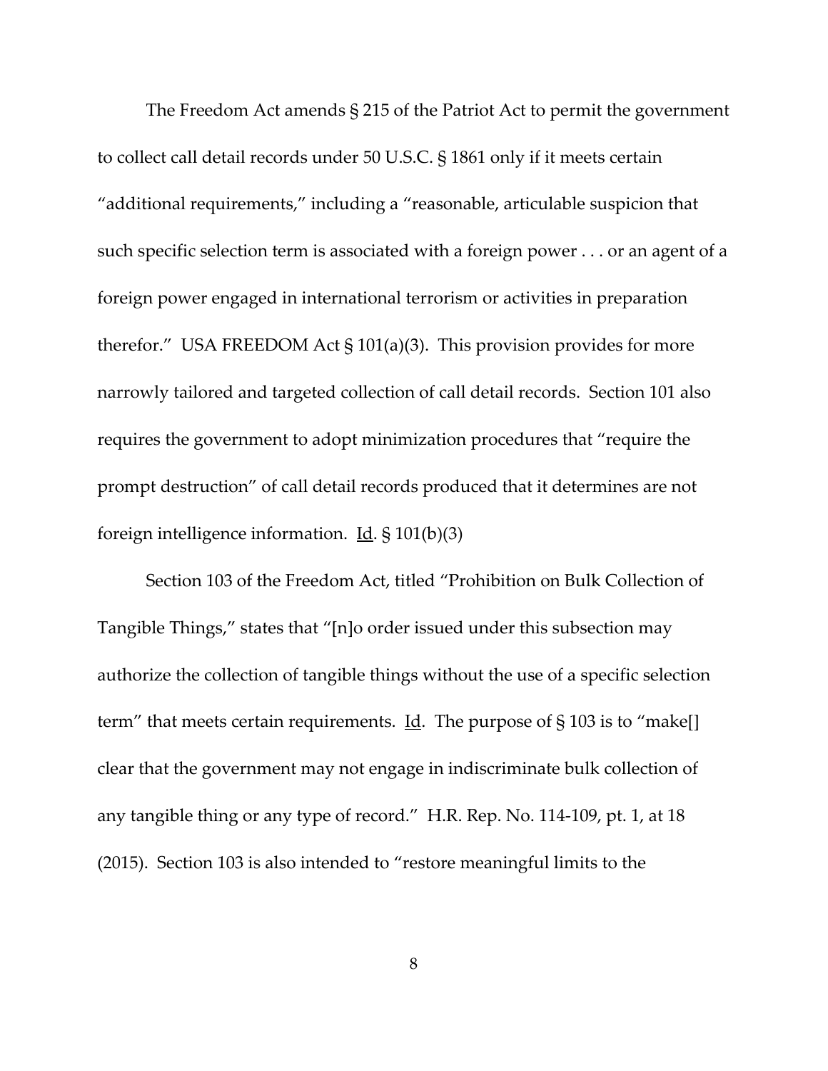The Freedom Act amends § 215 of the Patriot Act to permit the government to collect call detail records under 50 U.S.C. § 1861 only if it meets certain "additional requirements," including a "reasonable, articulable suspicion that such specific selection term is associated with a foreign power . . . or an agent of a foreign power engaged in international terrorism or activities in preparation therefor." USA FREEDOM Act § 101(a)(3). This provision provides for more narrowly tailored and targeted collection of call detail records. Section 101 also requires the government to adopt minimization procedures that "require the prompt destruction" of call detail records produced that it determines are not foreign intelligence information. Id. § 101(b)(3)

Section 103 of the Freedom Act, titled "Prohibition on Bulk Collection of Tangible Things," states that "[n]o order issued under this subsection may authorize the collection of tangible things without the use of a specific selection term" that meets certain requirements. Id. The purpose of § 103 is to "make[] clear that the government may not engage in indiscriminate bulk collection of any tangible thing or any type of record." H.R. Rep. No. 114-109, pt. 1, at 18 (2015). Section 103 is also intended to "restore meaningful limits to the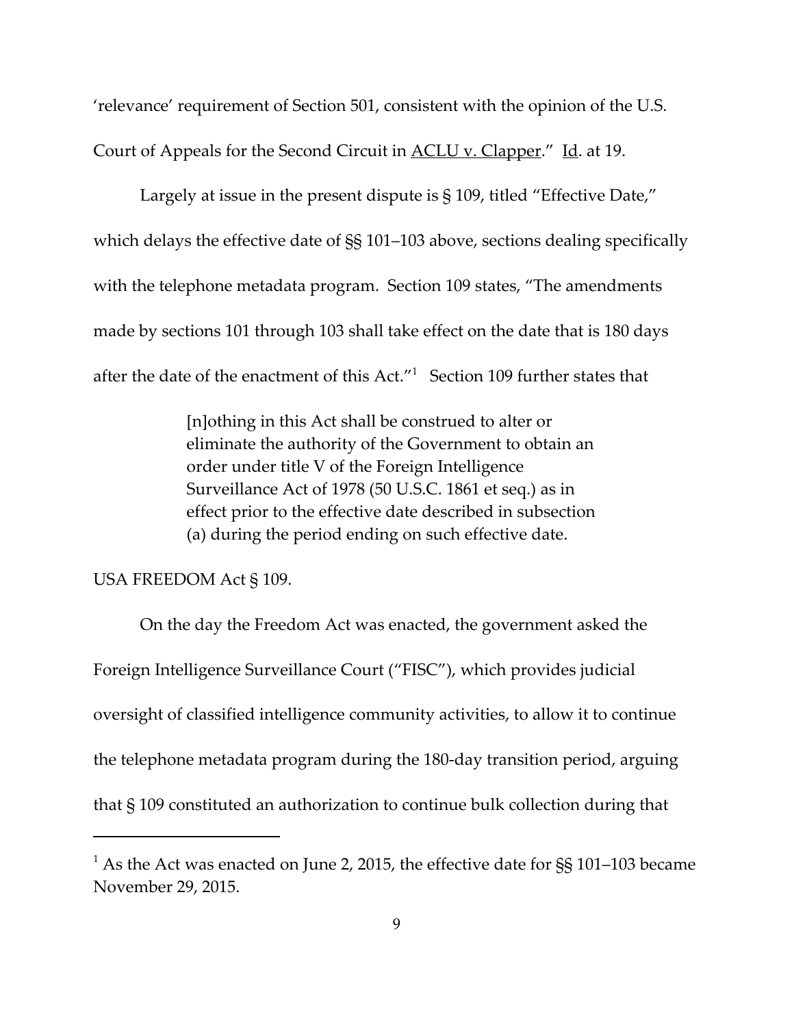'relevance' requirement of Section 501, consistent with the opinion of the U.S. Court of Appeals for the Second Circuit in ACLU v. Clapper." Id. at 19.

Largely at issue in the present dispute is § 109, titled "Effective Date," which delays the effective date of §§ 101–103 above, sections dealing specifically with the telephone metadata program. Section 109 states, "The amendments made by sections 101 through 103 shall take effect on the date that is 180 days after the date of the enactment of this Act."[1] Section 109 further states that

> [n]othing in this Act shall be construed to alter or eliminate the authority of the Government to obtain an order under title V of the Foreign Intelligence Surveillance Act of 1978 (50 U.S.C. 1861 et seq.) as in effect prior to the effective date described in subsection (a) during the period ending on such effective date.

USA FREEDOM Act § 109.

On the day the Freedom Act was enacted, the government asked the Foreign Intelligence Surveillance Court ("FISC"), which provides judicial oversight of classified intelligence community activities, to allow it to continue the telephone metadata program during the 180-day transition period, arguing that § 109 constituted an authorization to continue bulk collection during that

---

[1] As the Act was enacted on June 2, 2015, the effective date for §§ 101–103 became November 29, 2015.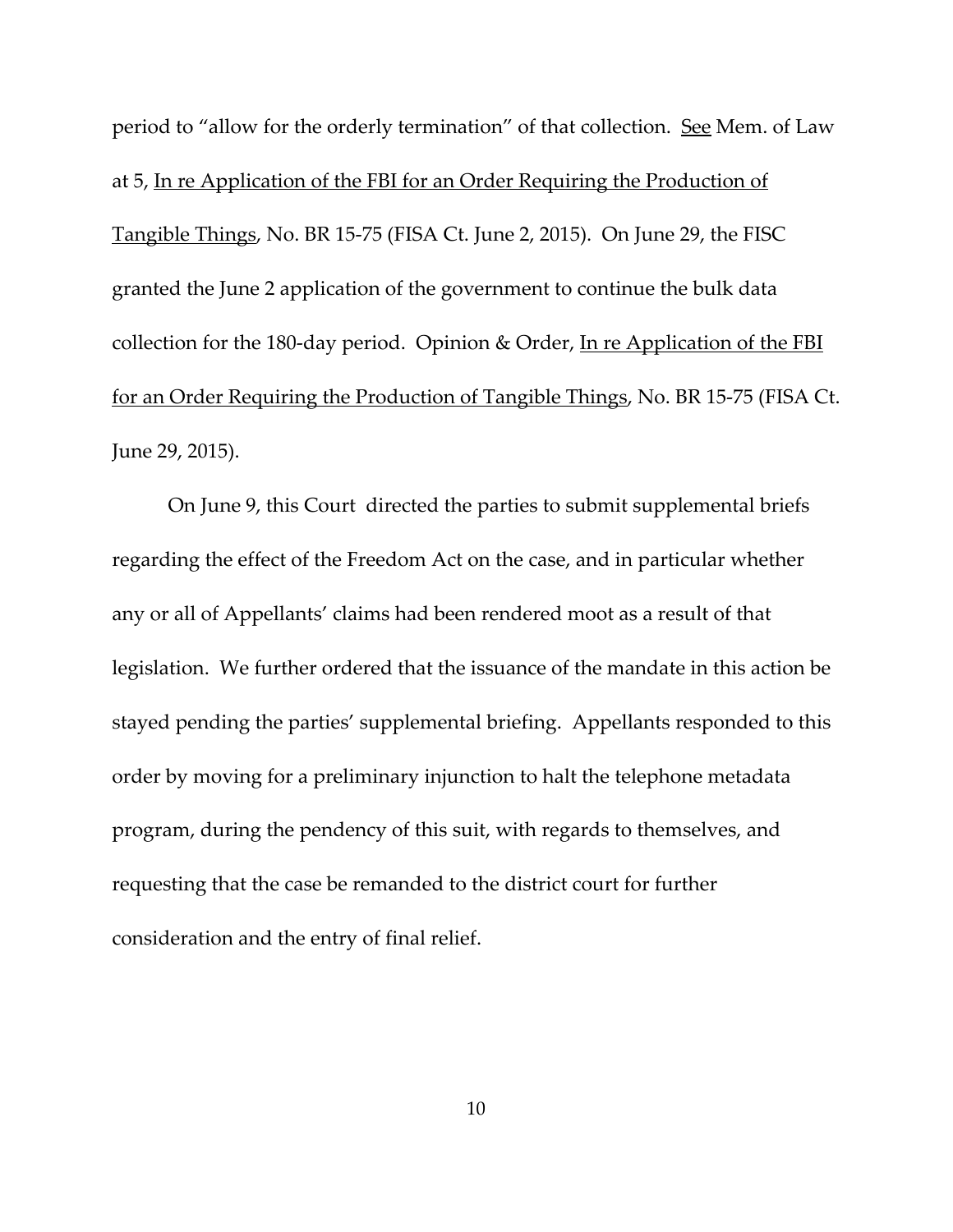period to "allow for the orderly termination" of that collection. See Mem. of Law at 5, In re Application of the FBI for an Order Requiring the Production of Tangible Things, No. BR 15-75 (FISA Ct. June 2, 2015). On June 29, the FISC granted the June 2 application of the government to continue the bulk data collection for the 180-day period. Opinion & Order, In re Application of the FBI for an Order Requiring the Production of Tangible Things, No. BR 15-75 (FISA Ct. June 29, 2015).

On June 9, this Court directed the parties to submit supplemental briefs regarding the effect of the Freedom Act on the case, and in particular whether any or all of Appellants' claims had been rendered moot as a result of that legislation. We further ordered that the issuance of the mandate in this action be stayed pending the parties' supplemental briefing. Appellants responded to this order by moving for a preliminary injunction to halt the telephone metadata program, during the pendency of this suit, with regards to themselves, and requesting that the case be remanded to the district court for further consideration and the entry of final relief.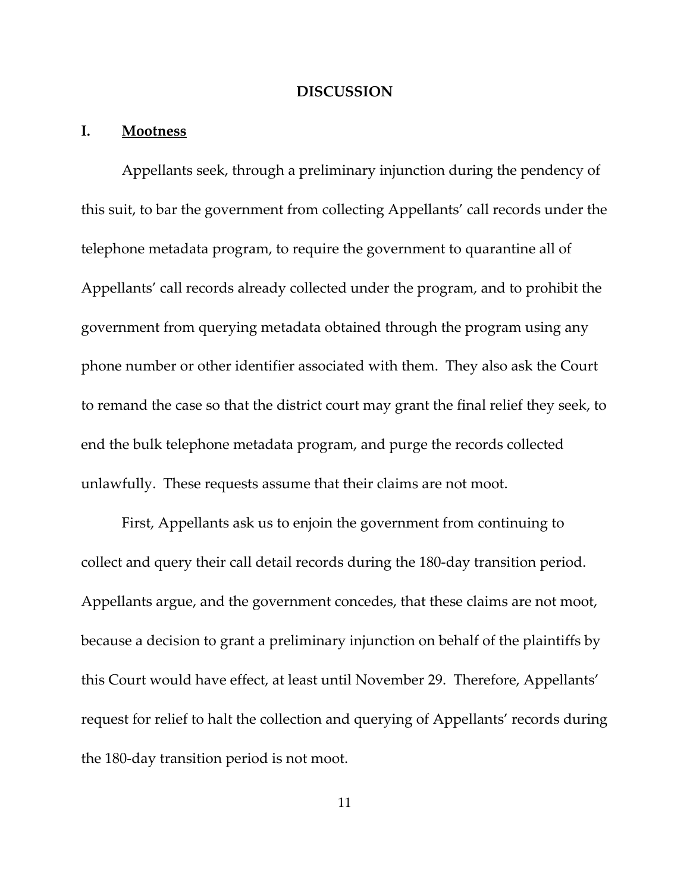## DISCUSSION

### I. Mootness

Appellants seek, through a preliminary injunction during the pendency of this suit, to bar the government from collecting Appellants' call records under the telephone metadata program, to require the government to quarantine all of Appellants' call records already collected under the program, and to prohibit the government from querying metadata obtained through the program using any phone number or other identifier associated with them. They also ask the Court to remand the case so that the district court may grant the final relief they seek, to end the bulk telephone metadata program, and purge the records collected unlawfully. These requests assume that their claims are not moot.

First, Appellants ask us to enjoin the government from continuing to collect and query their call detail records during the 180-day transition period. Appellants argue, and the government concedes, that these claims are not moot, because a decision to grant a preliminary injunction on behalf of the plaintiffs by this Court would have effect, at least until November 29. Therefore, Appellants' request for relief to halt the collection and querying of Appellants' records during the 180-day transition period is not moot.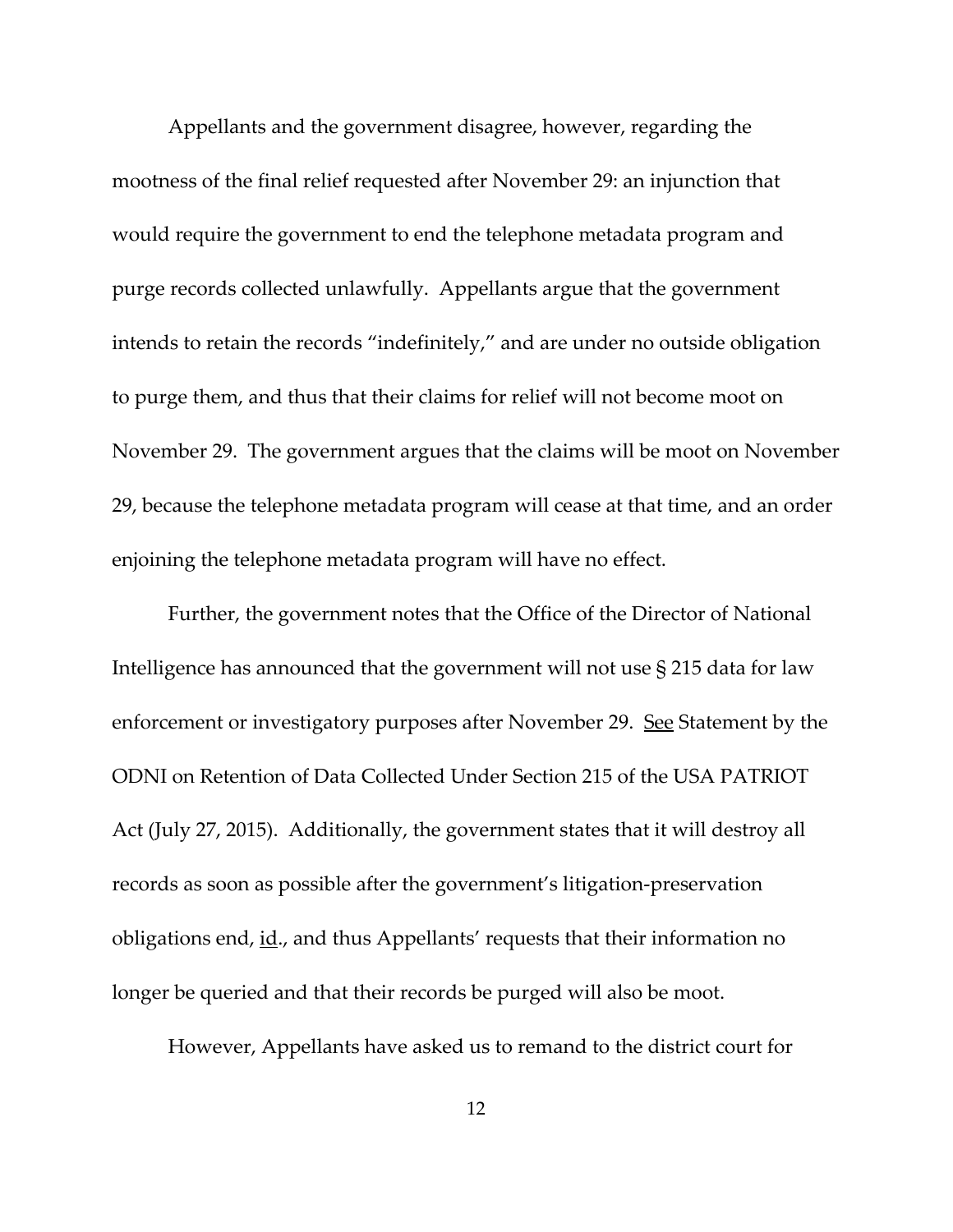Appellants and the government disagree, however, regarding the mootness of the final relief requested after November 29: an injunction that would require the government to end the telephone metadata program and purge records collected unlawfully. Appellants argue that the government intends to retain the records "indefinitely," and are under no outside obligation to purge them, and thus that their claims for relief will not become moot on November 29. The government argues that the claims will be moot on November 29, because the telephone metadata program will cease at that time, and an order enjoining the telephone metadata program will have no effect.

Further, the government notes that the Office of the Director of National Intelligence has announced that the government will not use § 215 data for law enforcement or investigatory purposes after November 29. See Statement by the ODNI on Retention of Data Collected Under Section 215 of the USA PATRIOT Act (July 27, 2015). Additionally, the government states that it will destroy all records as soon as possible after the government's litigation-preservation obligations end, id., and thus Appellants' requests that their information no longer be queried and that their records be purged will also be moot.

However, Appellants have asked us to remand to the district court for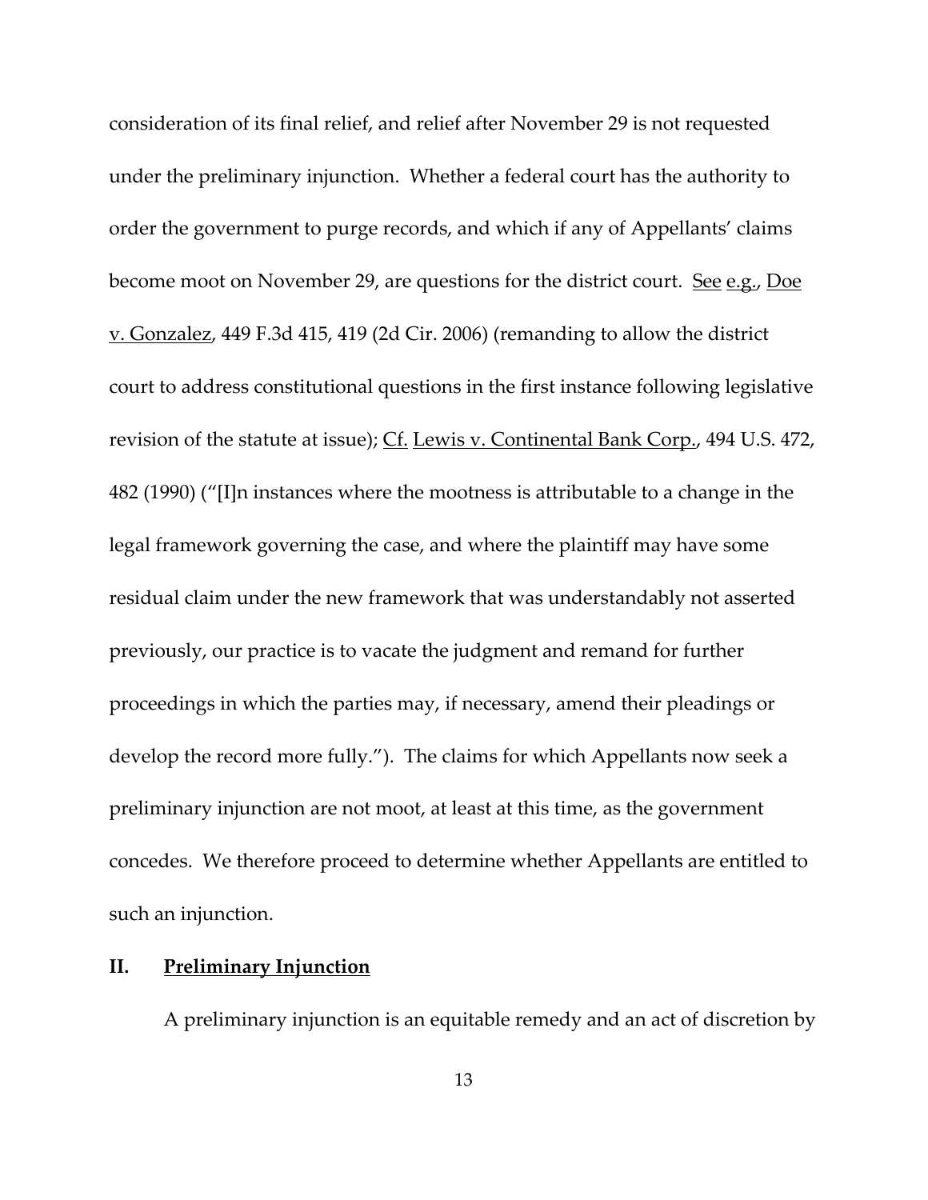consideration of its final relief, and relief after November 29 is not requested under the preliminary injunction. Whether a federal court has the authority to order the government to purge records, and which if any of Appellants' claims become moot on November 29, are questions for the district court. See e.g., Doe v. Gonzalez, 449 F.3d 415, 419 (2d Cir. 2006) (remanding to allow the district court to address constitutional questions in the first instance following legislative revision of the statute at issue); Cf. Lewis v. Continental Bank Corp., 494 U.S. 472, 482 (1990) ("[I]n instances where the mootness is attributable to a change in the legal framework governing the case, and where the plaintiff may have some residual claim under the new framework that was understandably not asserted previously, our practice is to vacate the judgment and remand for further proceedings in which the parties may, if necessary, amend their pleadings or develop the record more fully."). The claims for which Appellants now seek a preliminary injunction are not moot, at least at this time, as the government concedes. We therefore proceed to determine whether Appellants are entitled to such an injunction.

## II. Preliminary Injunction

A preliminary injunction is an equitable remedy and an act of discretion by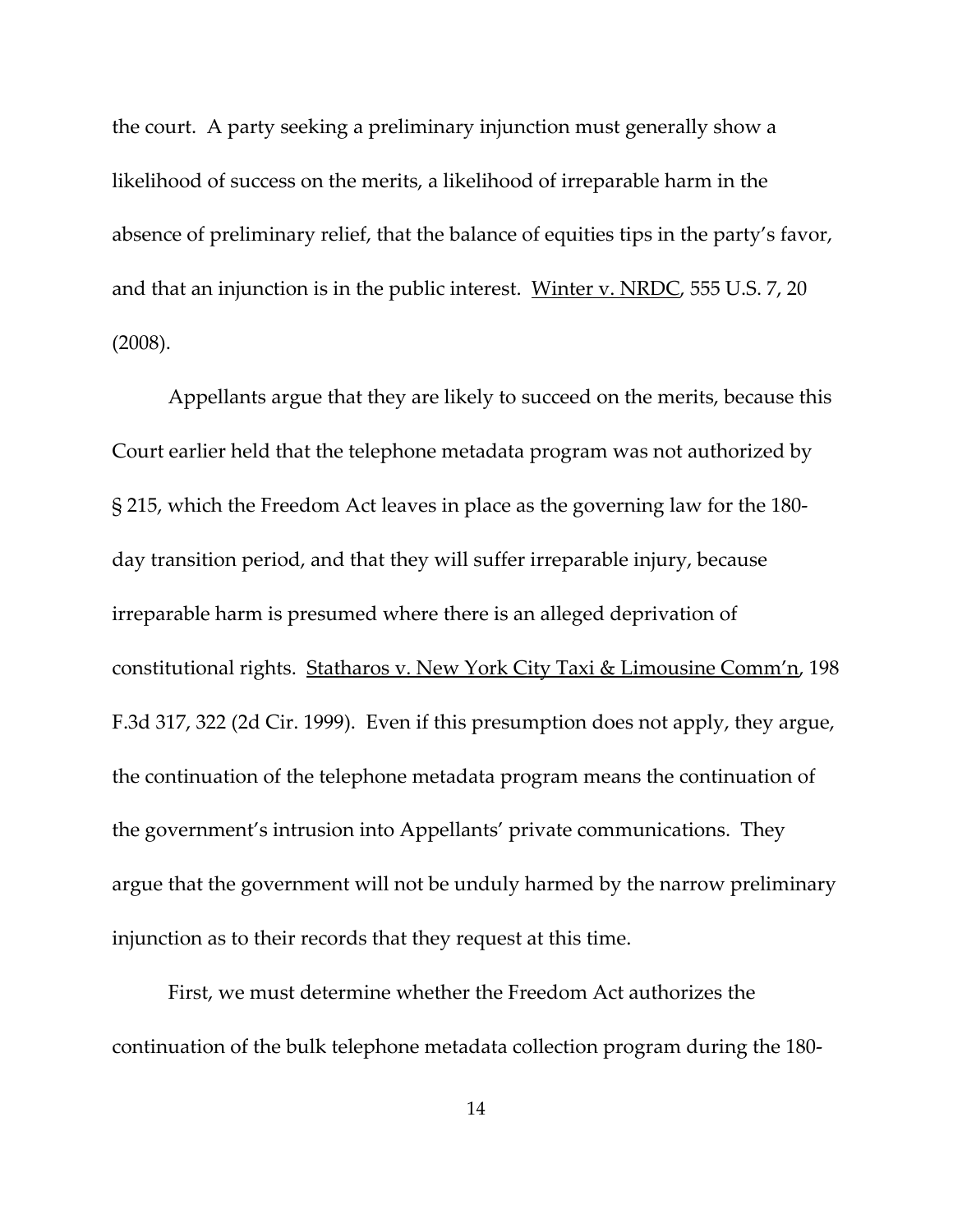the court. A party seeking a preliminary injunction must generally show a likelihood of success on the merits, a likelihood of irreparable harm in the absence of preliminary relief, that the balance of equities tips in the party's favor, and that an injunction is in the public interest. Winter v. NRDC, 555 U.S. 7, 20 (2008).

Appellants argue that they are likely to succeed on the merits, because this Court earlier held that the telephone metadata program was not authorized by § 215, which the Freedom Act leaves in place as the governing law for the 180-day transition period, and that they will suffer irreparable injury, because irreparable harm is presumed where there is an alleged deprivation of constitutional rights. Statharos v. New York City Taxi & Limousine Comm'n, 198 F.3d 317, 322 (2d Cir. 1999). Even if this presumption does not apply, they argue, the continuation of the telephone metadata program means the continuation of the government's intrusion into Appellants' private communications. They argue that the government will not be unduly harmed by the narrow preliminary injunction as to their records that they request at this time.

First, we must determine whether the Freedom Act authorizes the continuation of the bulk telephone metadata collection program during the 180-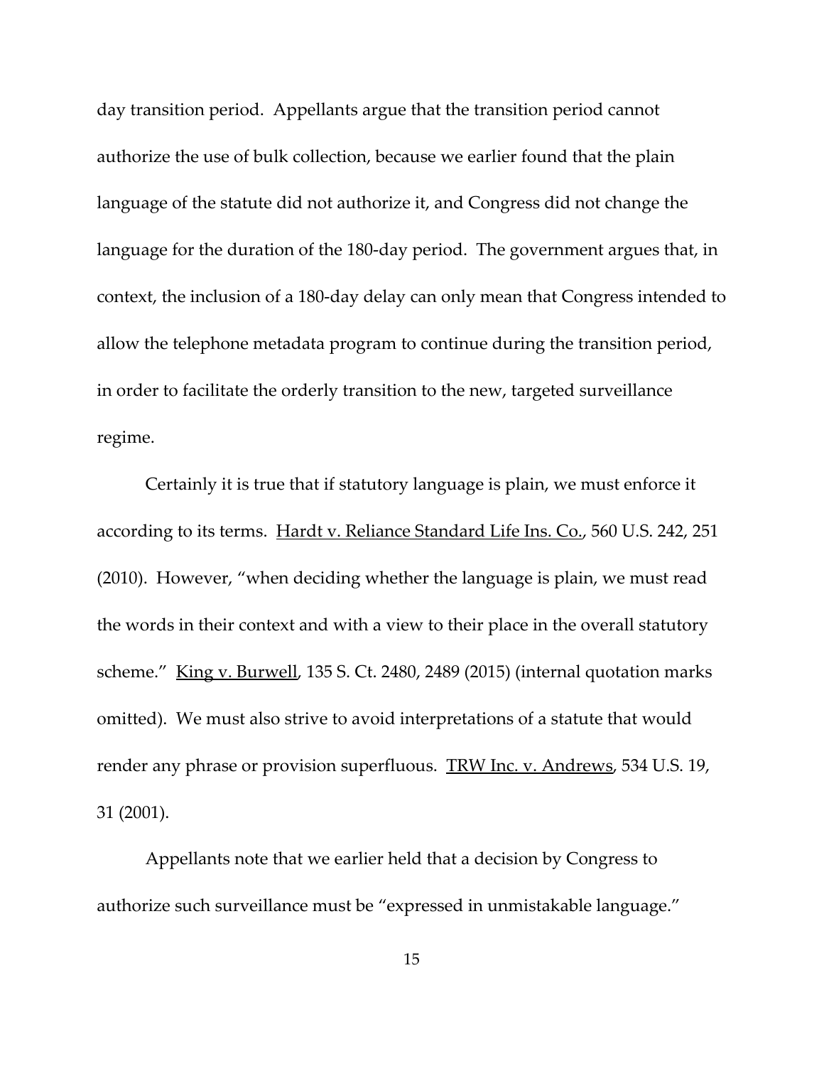day transition period. Appellants argue that the transition period cannot authorize the use of bulk collection, because we earlier found that the plain language of the statute did not authorize it, and Congress did not change the language for the duration of the 180-day period. The government argues that, in context, the inclusion of a 180-day delay can only mean that Congress intended to allow the telephone metadata program to continue during the transition period, in order to facilitate the orderly transition to the new, targeted surveillance regime.

Certainly it is true that if statutory language is plain, we must enforce it according to its terms. Hardt v. Reliance Standard Life Ins. Co., 560 U.S. 242, 251 (2010). However, "when deciding whether the language is plain, we must read the words in their context and with a view to their place in the overall statutory scheme." King v. Burwell, 135 S. Ct. 2480, 2489 (2015) (internal quotation marks omitted). We must also strive to avoid interpretations of a statute that would render any phrase or provision superfluous. TRW Inc. v. Andrews, 534 U.S. 19, 31 (2001).

Appellants note that we earlier held that a decision by Congress to authorize such surveillance must be "expressed in unmistakable language."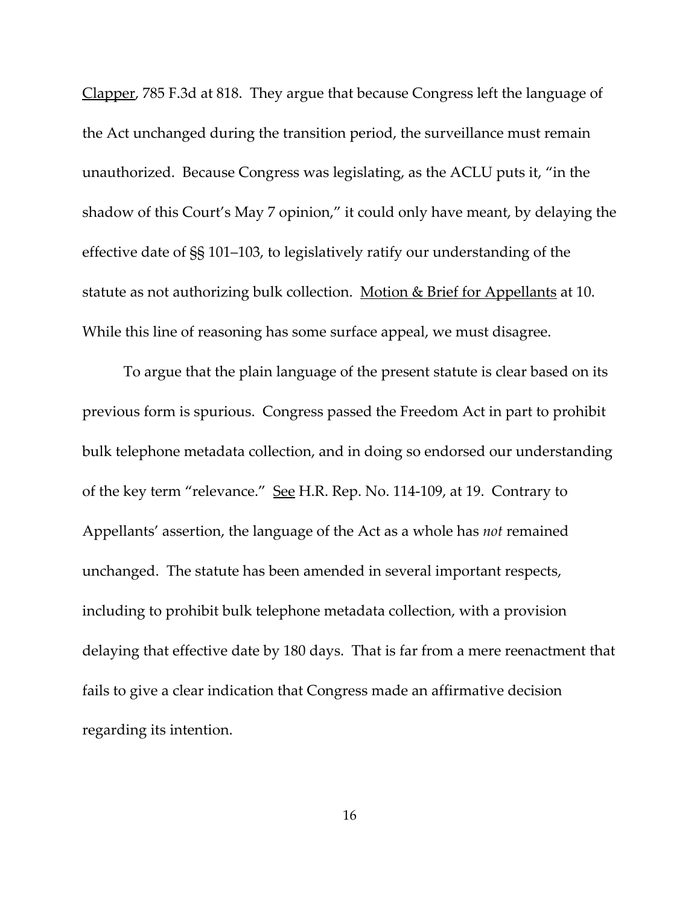Clapper, 785 F.3d at 818. They argue that because Congress left the language of the Act unchanged during the transition period, the surveillance must remain unauthorized. Because Congress was legislating, as the ACLU puts it, "in the shadow of this Court's May 7 opinion," it could only have meant, by delaying the effective date of §§ 101–103, to legislatively ratify our understanding of the statute as not authorizing bulk collection. Motion & Brief for Appellants at 10. While this line of reasoning has some surface appeal, we must disagree.

To argue that the plain language of the present statute is clear based on its previous form is spurious. Congress passed the Freedom Act in part to prohibit bulk telephone metadata collection, and in doing so endorsed our understanding of the key term "relevance." See H.R. Rep. No. 114-109, at 19. Contrary to Appellants' assertion, the language of the Act as a whole has *not* remained unchanged. The statute has been amended in several important respects, including to prohibit bulk telephone metadata collection, with a provision delaying that effective date by 180 days. That is far from a mere reenactment that fails to give a clear indication that Congress made an affirmative decision regarding its intention.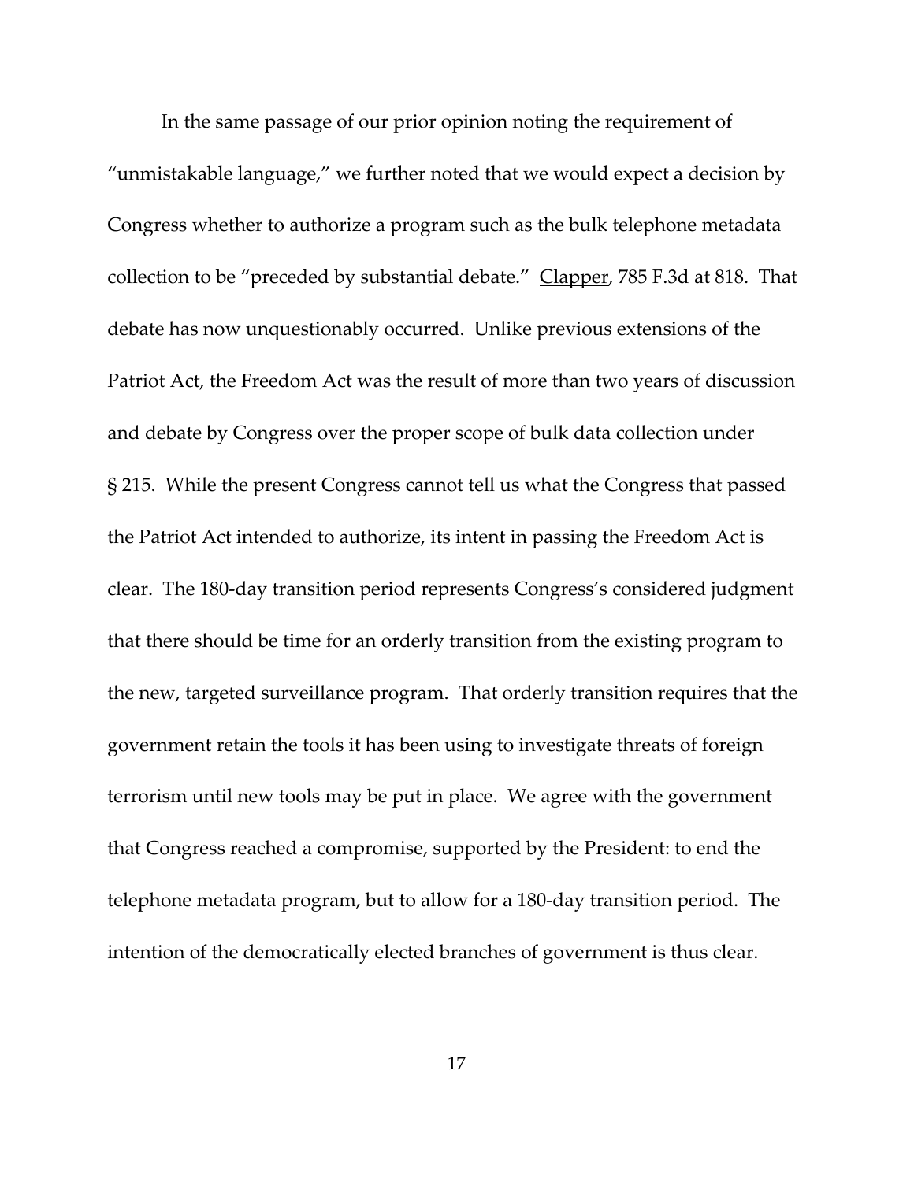In the same passage of our prior opinion noting the requirement of "unmistakable language," we further noted that we would expect a decision by Congress whether to authorize a program such as the bulk telephone metadata collection to be "preceded by substantial debate." Clapper, 785 F.3d at 818. That debate has now unquestionably occurred. Unlike previous extensions of the Patriot Act, the Freedom Act was the result of more than two years of discussion and debate by Congress over the proper scope of bulk data collection under § 215. While the present Congress cannot tell us what the Congress that passed the Patriot Act intended to authorize, its intent in passing the Freedom Act is clear. The 180-day transition period represents Congress's considered judgment that there should be time for an orderly transition from the existing program to the new, targeted surveillance program. That orderly transition requires that the government retain the tools it has been using to investigate threats of foreign terrorism until new tools may be put in place. We agree with the government that Congress reached a compromise, supported by the President: to end the telephone metadata program, but to allow for a 180-day transition period. The intention of the democratically elected branches of government is thus clear.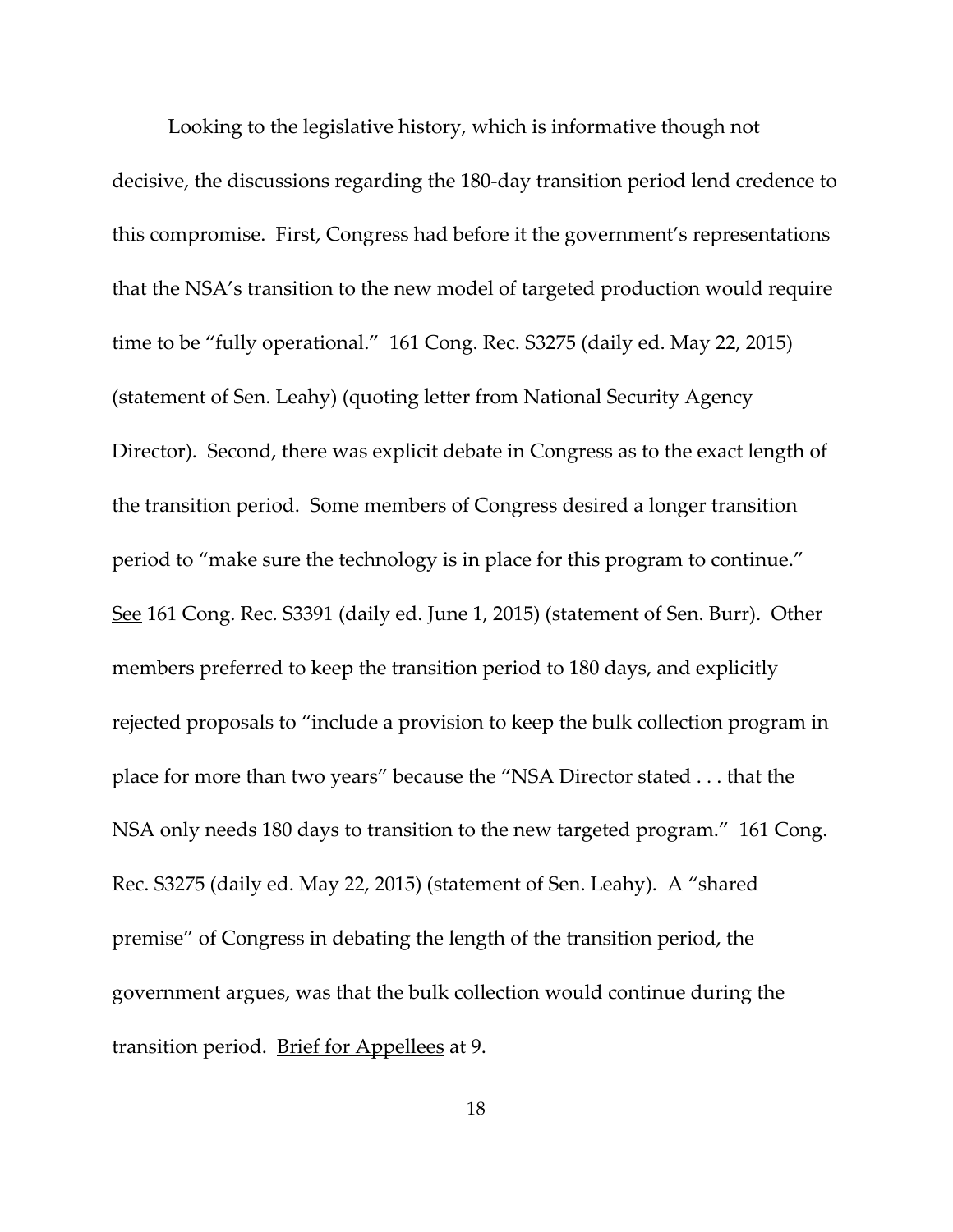Looking to the legislative history, which is informative though not decisive, the discussions regarding the 180-day transition period lend credence to this compromise. First, Congress had before it the government's representations that the NSA's transition to the new model of targeted production would require time to be "fully operational." 161 Cong. Rec. S3275 (daily ed. May 22, 2015) (statement of Sen. Leahy) (quoting letter from National Security Agency Director). Second, there was explicit debate in Congress as to the exact length of the transition period. Some members of Congress desired a longer transition period to "make sure the technology is in place for this program to continue." See 161 Cong. Rec. S3391 (daily ed. June 1, 2015) (statement of Sen. Burr). Other members preferred to keep the transition period to 180 days, and explicitly rejected proposals to "include a provision to keep the bulk collection program in place for more than two years" because the "NSA Director stated . . . that the NSA only needs 180 days to transition to the new targeted program." 161 Cong. Rec. S3275 (daily ed. May 22, 2015) (statement of Sen. Leahy). A "shared premise" of Congress in debating the length of the transition period, the government argues, was that the bulk collection would continue during the transition period. Brief for Appellees at 9.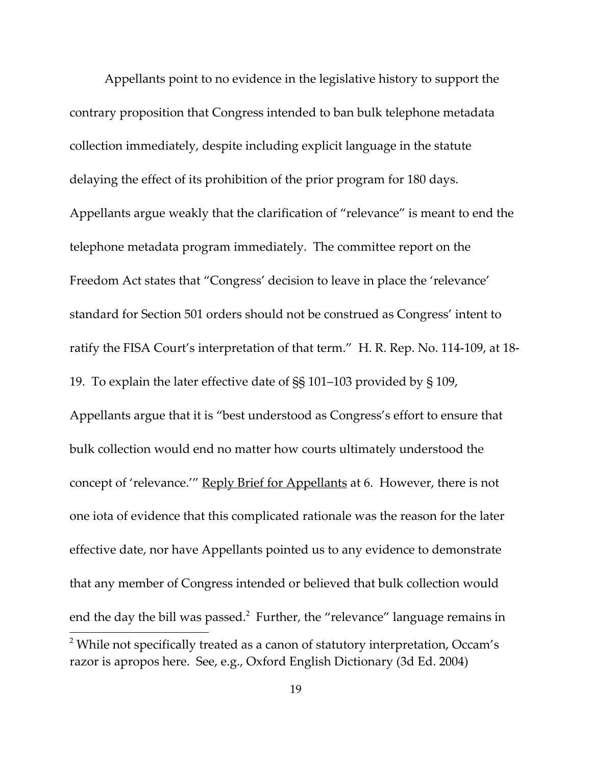Appellants point to no evidence in the legislative history to support the contrary proposition that Congress intended to ban bulk telephone metadata collection immediately, despite including explicit language in the statute delaying the effect of its prohibition of the prior program for 180 days. Appellants argue weakly that the clarification of "relevance" is meant to end the telephone metadata program immediately. The committee report on the Freedom Act states that "Congress' decision to leave in place the 'relevance' standard for Section 501 orders should not be construed as Congress' intent to ratify the FISA Court's interpretation of that term." H. R. Rep. No. 114-109, at 18-19. To explain the later effective date of §§ 101–103 provided by § 109, Appellants argue that it is "best understood as Congress's effort to ensure that bulk collection would end no matter how courts ultimately understood the concept of 'relevance.'" Reply Brief for Appellants at 6. However, there is not one iota of evidence that this complicated rationale was the reason for the later effective date, nor have Appellants pointed us to any evidence to demonstrate that any member of Congress intended or believed that bulk collection would end the day the bill was passed.[2] Further, the "relevance" language remains in

[2] While not specifically treated as a canon of statutory interpretation, Occam's razor is apropos here. See, e.g., Oxford English Dictionary (3d Ed. 2004)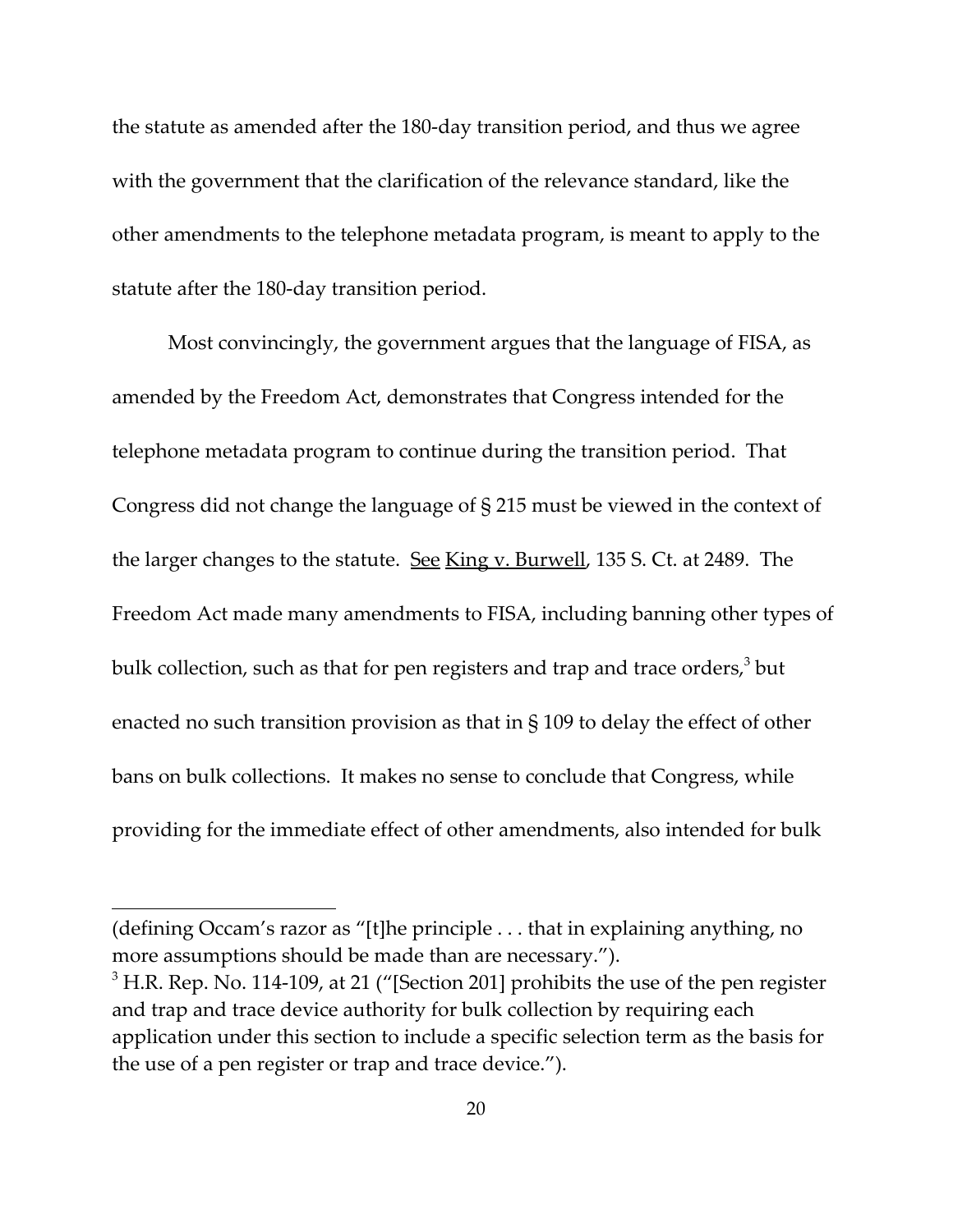the statute as amended after the 180-day transition period, and thus we agree with the government that the clarification of the relevance standard, like the other amendments to the telephone metadata program, is meant to apply to the statute after the 180-day transition period.

Most convincingly, the government argues that the language of FISA, as amended by the Freedom Act, demonstrates that Congress intended for the telephone metadata program to continue during the transition period. That Congress did not change the language of § 215 must be viewed in the context of the larger changes to the statute. See King v. Burwell, 135 S. Ct. at 2489. The Freedom Act made many amendments to FISA, including banning other types of bulk collection, such as that for pen registers and trap and trace orders,[3] but enacted no such transition provision as that in § 109 to delay the effect of other bans on bulk collections. It makes no sense to conclude that Congress, while providing for the immediate effect of other amendments, also intended for bulk

---

(defining Occam's razor as "[t]he principle . . . that in explaining anything, no more assumptions should be made than are necessary.").

[3] H.R. Rep. No. 114-109, at 21 ("[Section 201] prohibits the use of the pen register and trap and trace device authority for bulk collection by requiring each application under this section to include a specific selection term as the basis for the use of a pen register or trap and trace device.").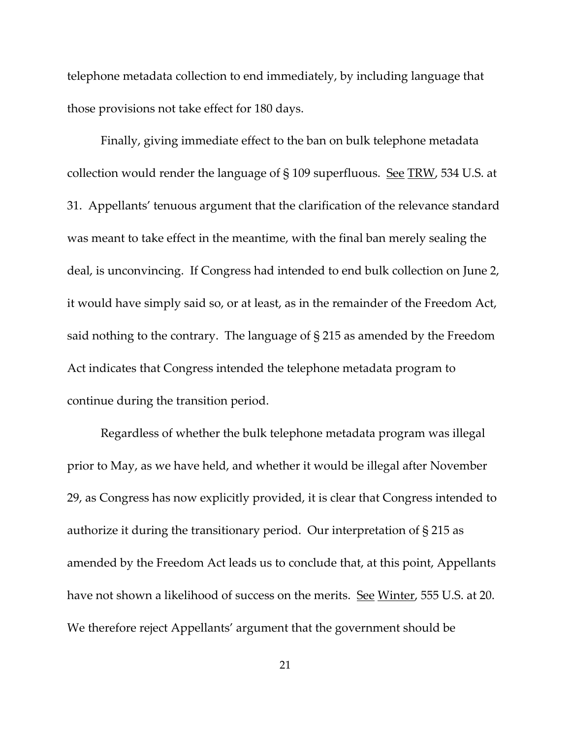telephone metadata collection to end immediately, by including language that those provisions not take effect for 180 days.

Finally, giving immediate effect to the ban on bulk telephone metadata collection would render the language of § 109 superfluous. See TRW, 534 U.S. at 31. Appellants' tenuous argument that the clarification of the relevance standard was meant to take effect in the meantime, with the final ban merely sealing the deal, is unconvincing. If Congress had intended to end bulk collection on June 2, it would have simply said so, or at least, as in the remainder of the Freedom Act, said nothing to the contrary. The language of § 215 as amended by the Freedom Act indicates that Congress intended the telephone metadata program to continue during the transition period.

Regardless of whether the bulk telephone metadata program was illegal prior to May, as we have held, and whether it would be illegal after November 29, as Congress has now explicitly provided, it is clear that Congress intended to authorize it during the transitionary period. Our interpretation of § 215 as amended by the Freedom Act leads us to conclude that, at this point, Appellants have not shown a likelihood of success on the merits. See Winter, 555 U.S. at 20. We therefore reject Appellants' argument that the government should be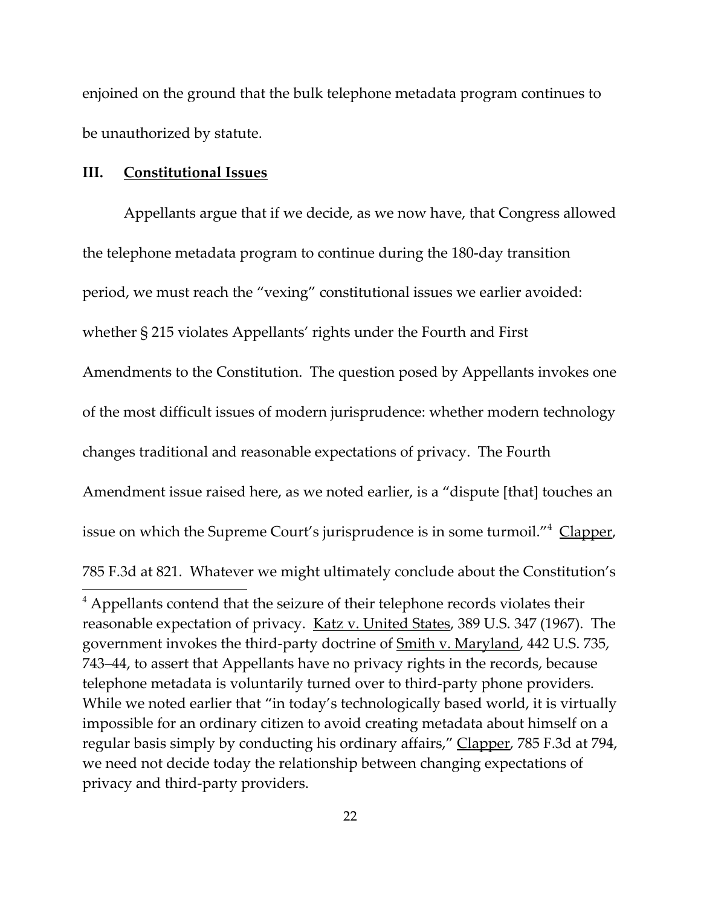enjoined on the ground that the bulk telephone metadata program continues to be unauthorized by statute.

### III. Constitutional Issues

Appellants argue that if we decide, as we now have, that Congress allowed the telephone metadata program to continue during the 180-day transition period, we must reach the "vexing" constitutional issues we earlier avoided: whether § 215 violates Appellants' rights under the Fourth and First Amendments to the Constitution. The question posed by Appellants invokes one of the most difficult issues of modern jurisprudence: whether modern technology changes traditional and reasonable expectations of privacy. The Fourth Amendment issue raised here, as we noted earlier, is a "dispute [that] touches an issue on which the Supreme Court's jurisprudence is in some turmoil."[4] Clapper, 785 F.3d at 821. Whatever we might ultimately conclude about the Constitution's

---

[4] Appellants contend that the seizure of their telephone records violates their reasonable expectation of privacy. Katz v. United States, 389 U.S. 347 (1967). The government invokes the third-party doctrine of Smith v. Maryland, 442 U.S. 735, 743–44, to assert that Appellants have no privacy rights in the records, because telephone metadata is voluntarily turned over to third-party phone providers. While we noted earlier that "in today's technologically based world, it is virtually impossible for an ordinary citizen to avoid creating metadata about himself on a regular basis simply by conducting his ordinary affairs," Clapper, 785 F.3d at 794, we need not decide today the relationship between changing expectations of privacy and third-party providers.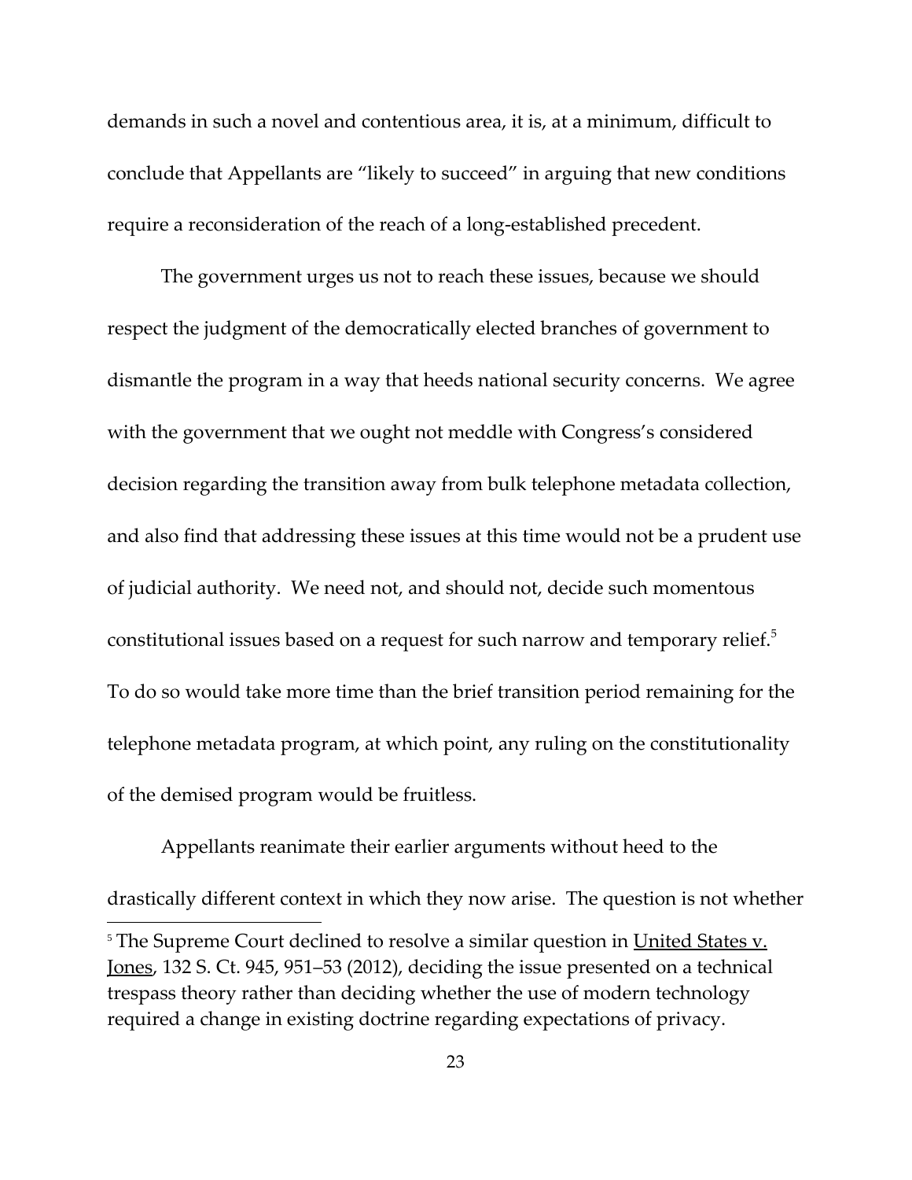demands in such a novel and contentious area, it is, at a minimum, difficult to conclude that Appellants are "likely to succeed" in arguing that new conditions require a reconsideration of the reach of a long-established precedent.

The government urges us not to reach these issues, because we should respect the judgment of the democratically elected branches of government to dismantle the program in a way that heeds national security concerns. We agree with the government that we ought not meddle with Congress's considered decision regarding the transition away from bulk telephone metadata collection, and also find that addressing these issues at this time would not be a prudent use of judicial authority. We need not, and should not, decide such momentous constitutional issues based on a request for such narrow and temporary relief.[5] To do so would take more time than the brief transition period remaining for the telephone metadata program, at which point, any ruling on the constitutionality of the demised program would be fruitless.

Appellants reanimate their earlier arguments without heed to the drastically different context in which they now arise. The question is not whether

---

[5] The Supreme Court declined to resolve a similar question in United States v. Jones, 132 S. Ct. 945, 951–53 (2012), deciding the issue presented on a technical trespass theory rather than deciding whether the use of modern technology required a change in existing doctrine regarding expectations of privacy.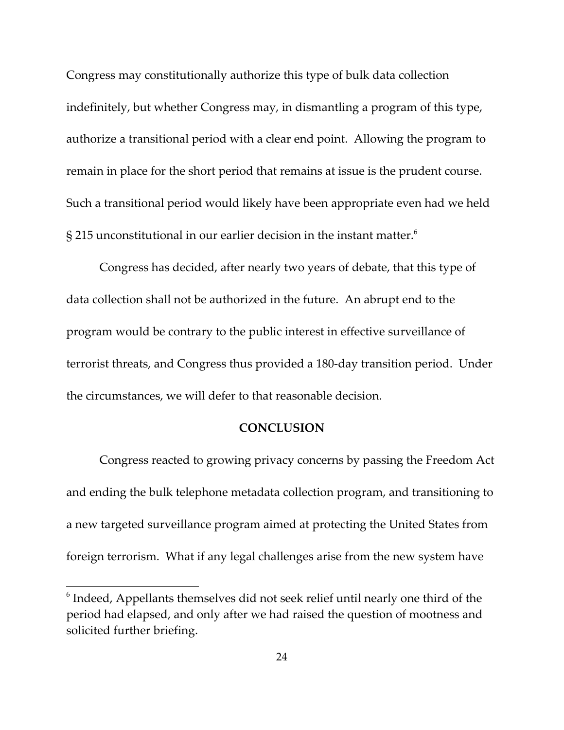Congress may constitutionally authorize this type of bulk data collection indefinitely, but whether Congress may, in dismantling a program of this type, authorize a transitional period with a clear end point. Allowing the program to remain in place for the short period that remains at issue is the prudent course. Such a transitional period would likely have been appropriate even had we held § 215 unconstitutional in our earlier decision in the instant matter.[6]

Congress has decided, after nearly two years of debate, that this type of data collection shall not be authorized in the future. An abrupt end to the program would be contrary to the public interest in effective surveillance of terrorist threats, and Congress thus provided a 180-day transition period. Under the circumstances, we will defer to that reasonable decision.

## CONCLUSION

Congress reacted to growing privacy concerns by passing the Freedom Act and ending the bulk telephone metadata collection program, and transitioning to a new targeted surveillance program aimed at protecting the United States from foreign terrorism. What if any legal challenges arise from the new system have

[6] Indeed, Appellants themselves did not seek relief until nearly one third of the period had elapsed, and only after we had raised the question of mootness and solicited further briefing.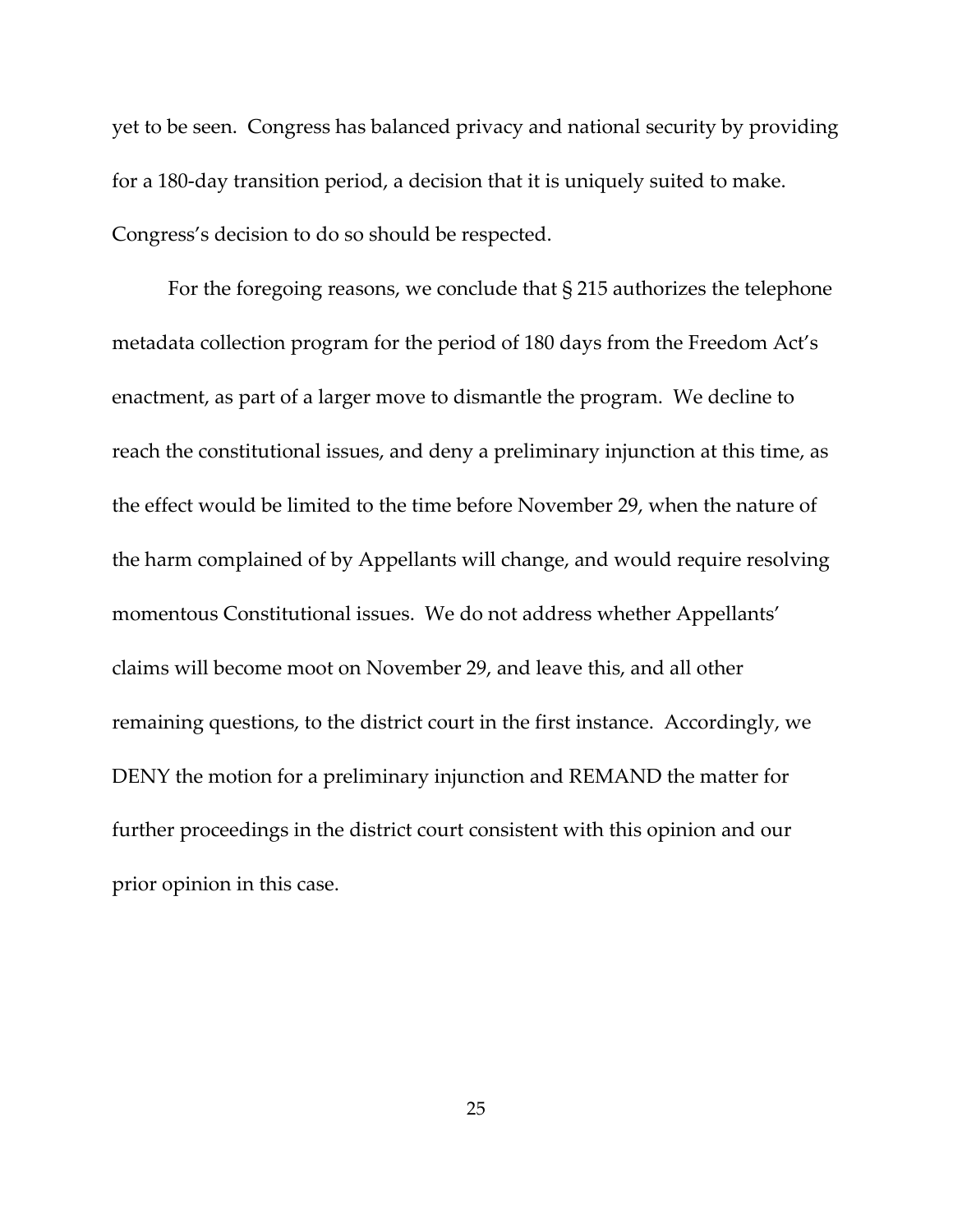yet to be seen. Congress has balanced privacy and national security by providing for a 180-day transition period, a decision that it is uniquely suited to make. Congress's decision to do so should be respected.

For the foregoing reasons, we conclude that § 215 authorizes the telephone metadata collection program for the period of 180 days from the Freedom Act's enactment, as part of a larger move to dismantle the program. We decline to reach the constitutional issues, and deny a preliminary injunction at this time, as the effect would be limited to the time before November 29, when the nature of the harm complained of by Appellants will change, and would require resolving momentous Constitutional issues. We do not address whether Appellants' claims will become moot on November 29, and leave this, and all other remaining questions, to the district court in the first instance. Accordingly, we DENY the motion for a preliminary injunction and REMAND the matter for further proceedings in the district court consistent with this opinion and our prior opinion in this case.